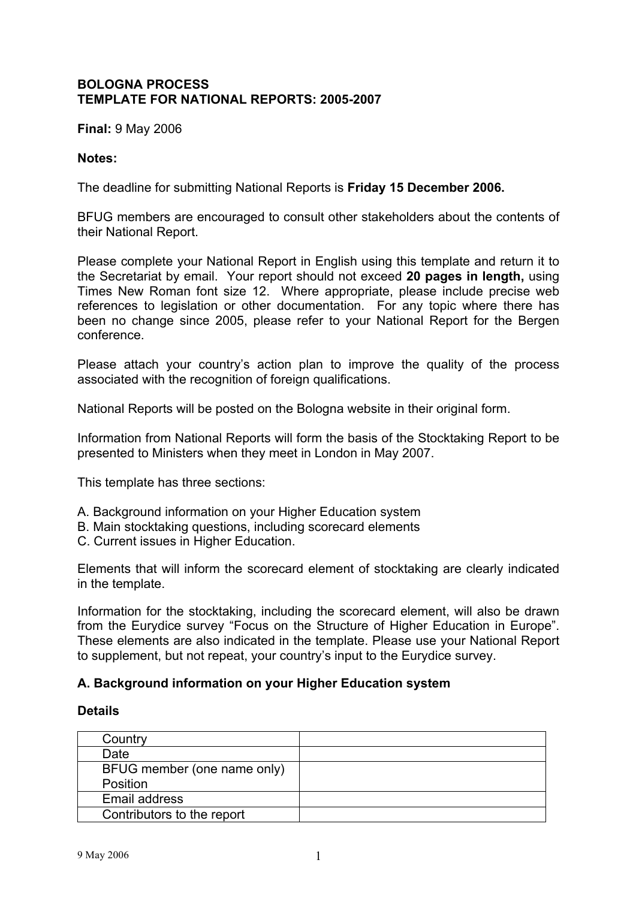**BOLOGNA PROCESS**
**TEMPLATE FOR NATIONAL REPORTS: 2005-2007**

**Final:** 9 May 2006

**Notes:**

The deadline for submitting National Reports is **Friday 15 December 2006.**

BFUG members are encouraged to consult other stakeholders about the contents of their National Report.

Please complete your National Report in English using this template and return it to the Secretariat by email. Your report should not exceed **20 pages in length,** using Times New Roman font size 12. Where appropriate, please include precise web references to legislation or other documentation. For any topic where there has been no change since 2005, please refer to your National Report for the Bergen conference.

Please attach your country's action plan to improve the quality of the process associated with the recognition of foreign qualifications.

National Reports will be posted on the Bologna website in their original form.

Information from National Reports will form the basis of the Stocktaking Report to be presented to Ministers when they meet in London in May 2007.

This template has three sections:

A. Background information on your Higher Education system
B. Main stocktaking questions, including scorecard elements
C. Current issues in Higher Education.

Elements that will inform the scorecard element of stocktaking are clearly indicated in the template.

Information for the stocktaking, including the scorecard element, will also be drawn from the Eurydice survey "Focus on the Structure of Higher Education in Europe". These elements are also indicated in the template. Please use your National Report to supplement, but not repeat, your country's input to the Eurydice survey.

### A. Background information on your Higher Education system

**Details**

| | |
|---|---|
| Country | |
| Date | |
| BFUG member (one name only) Position | |
| Email address | |
| Contributors to the report | |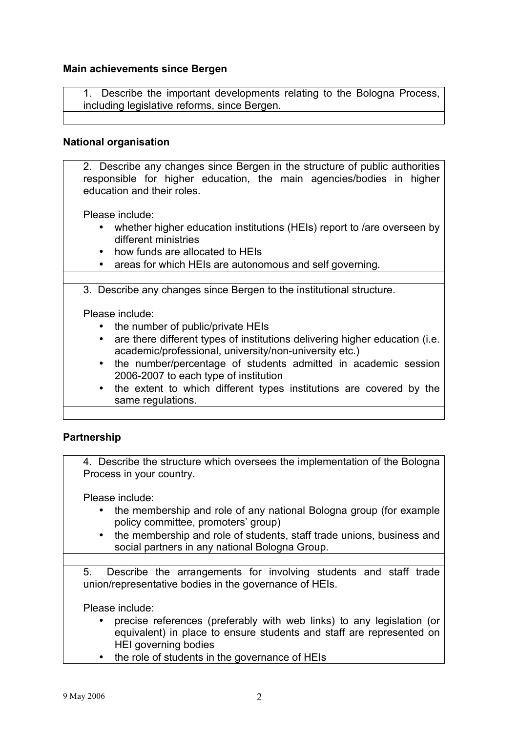**Main achievements since Bergen**

1. Describe the important developments relating to the Bologna Process, including legislative reforms, since Bergen.

**National organisation**

2. Describe any changes since Bergen in the structure of public authorities responsible for higher education, the main agencies/bodies in higher education and their roles.

Please include:

- whether higher education institutions (HEIs) report to /are overseen by different ministries
- how funds are allocated to HEIs
- areas for which HEIs are autonomous and self governing.

3. Describe any changes since Bergen to the institutional structure.

Please include:

- the number of public/private HEIs
- are there different types of institutions delivering higher education (i.e. academic/professional, university/non-university etc.)
- the number/percentage of students admitted in academic session 2006-2007 to each type of institution
- the extent to which different types institutions are covered by the same regulations.

**Partnership**

4. Describe the structure which oversees the implementation of the Bologna Process in your country.

Please include:

- the membership and role of any national Bologna group (for example policy committee, promoters' group)
- the membership and role of students, staff trade unions, business and social partners in any national Bologna Group.

5. Describe the arrangements for involving students and staff trade union/representative bodies in the governance of HEIs.

Please include:

- precise references (preferably with web links) to any legislation (or equivalent) in place to ensure students and staff are represented on HEI governing bodies
- the role of students in the governance of HEIs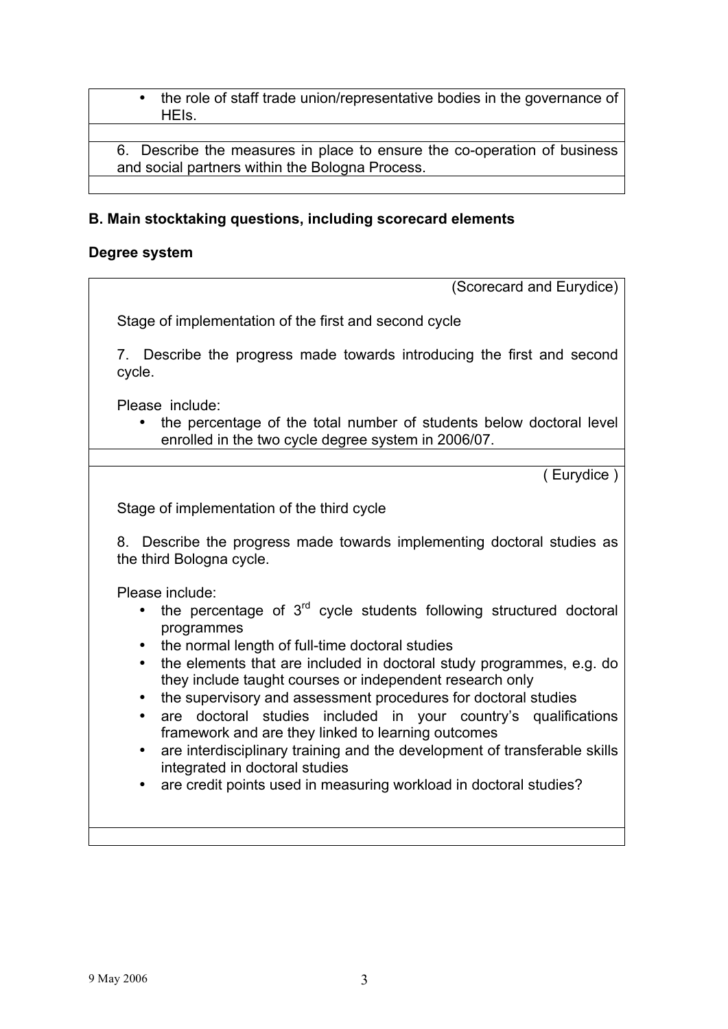- the role of staff trade union/representative bodies in the governance of HEIs.

6. Describe the measures in place to ensure the co-operation of business and social partners within the Bologna Process.

## B. Main stocktaking questions, including scorecard elements

### Degree system

(Scorecard and Eurydice)

Stage of implementation of the first and second cycle

7. Describe the progress made towards introducing the first and second cycle.

Please include:

- the percentage of the total number of students below doctoral level enrolled in the two cycle degree system in 2006/07.

( Eurydice )

Stage of implementation of the third cycle

8. Describe the progress made towards implementing doctoral studies as the third Bologna cycle.

Please include:

- the percentage of 3rd cycle students following structured doctoral programmes
- the normal length of full-time doctoral studies
- the elements that are included in doctoral study programmes, e.g. do they include taught courses or independent research only
- the supervisory and assessment procedures for doctoral studies
- are doctoral studies included in your country's qualifications framework and are they linked to learning outcomes
- are interdisciplinary training and the development of transferable skills integrated in doctoral studies
- are credit points used in measuring workload in doctoral studies?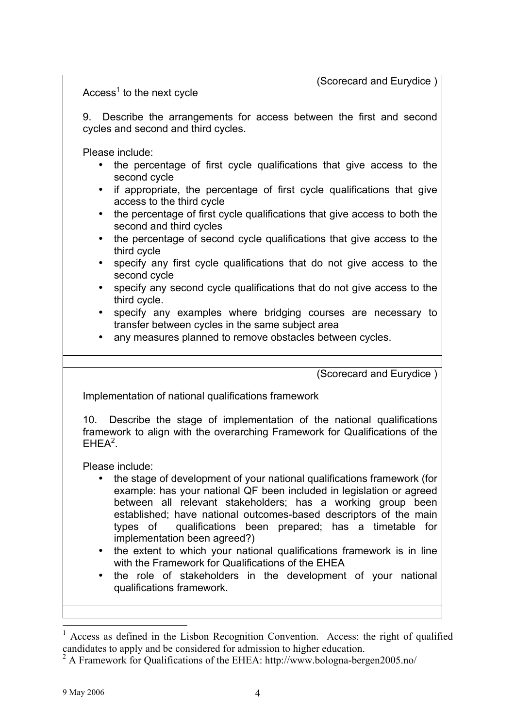(Scorecard and Eurydice )

Access[1] to the next cycle

9. Describe the arrangements for access between the first and second cycles and second and third cycles.

Please include:

- the percentage of first cycle qualifications that give access to the second cycle
- if appropriate, the percentage of first cycle qualifications that give access to the third cycle
- the percentage of first cycle qualifications that give access to both the second and third cycles
- the percentage of second cycle qualifications that give access to the third cycle
- specify any first cycle qualifications that do not give access to the second cycle
- specify any second cycle qualifications that do not give access to the third cycle.
- specify any examples where bridging courses are necessary to transfer between cycles in the same subject area
- any measures planned to remove obstacles between cycles.

(Scorecard and Eurydice )

Implementation of national qualifications framework

10. Describe the stage of implementation of the national qualifications framework to align with the overarching Framework for Qualifications of the EHEA[2].

Please include:

- the stage of development of your national qualifications framework (for example: has your national QF been included in legislation or agreed between all relevant stakeholders; has a working group been established; have national outcomes-based descriptors of the main types of qualifications been prepared; has a timetable for implementation been agreed?)
- the extent to which your national qualifications framework is in line with the Framework for Qualifications of the EHEA
- the role of stakeholders in the development of your national qualifications framework.

---

[1] Access as defined in the Lisbon Recognition Convention. Access: the right of qualified candidates to apply and be considered for admission to higher education.

[2] A Framework for Qualifications of the EHEA: http://www.bologna-bergen2005.no/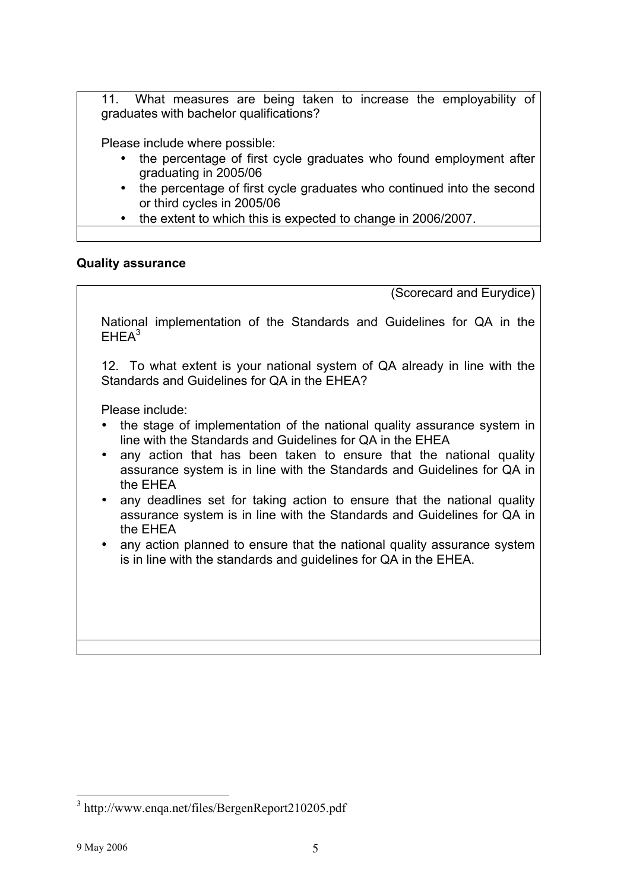11. What measures are being taken to increase the employability of graduates with bachelor qualifications?

Please include where possible:

- the percentage of first cycle graduates who found employment after graduating in 2005/06
- the percentage of first cycle graduates who continued into the second or third cycles in 2005/06
- the extent to which this is expected to change in 2006/2007.

**Quality assurance**

(Scorecard and Eurydice)

National implementation of the Standards and Guidelines for QA in the EHEA[3]

12. To what extent is your national system of QA already in line with the Standards and Guidelines for QA in the EHEA?

Please include:

- the stage of implementation of the national quality assurance system in line with the Standards and Guidelines for QA in the EHEA
- any action that has been taken to ensure that the national quality assurance system is in line with the Standards and Guidelines for QA in the EHEA
- any deadlines set for taking action to ensure that the national quality assurance system is in line with the Standards and Guidelines for QA in the EHEA
- any action planned to ensure that the national quality assurance system is in line with the standards and guidelines for QA in the EHEA.

[3] http://www.enqa.net/files/BergenReport210205.pdf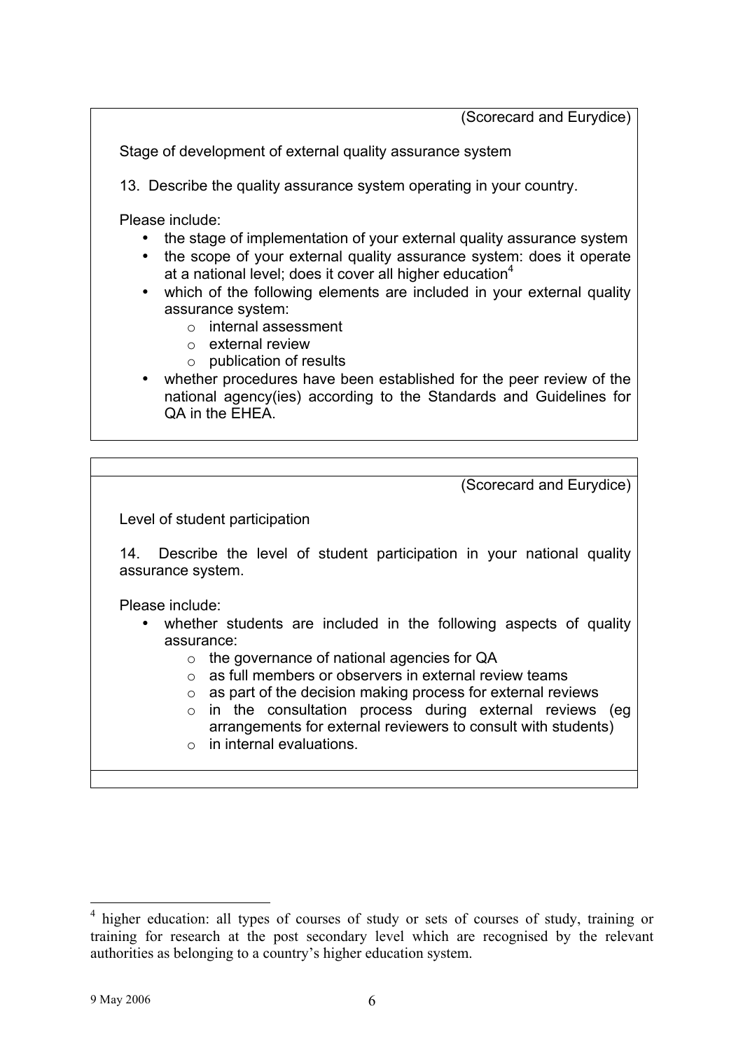(Scorecard and Eurydice)

Stage of development of external quality assurance system

13. Describe the quality assurance system operating in your country.

Please include:

- the stage of implementation of your external quality assurance system
- the scope of your external quality assurance system: does it operate at a national level; does it cover all higher education[4]
- which of the following elements are included in your external quality assurance system:
  - internal assessment
  - external review
  - publication of results
- whether procedures have been established for the peer review of the national agency(ies) according to the Standards and Guidelines for QA in the EHEA.

(Scorecard and Eurydice)

Level of student participation

14. Describe the level of student participation in your national quality assurance system.

Please include:

- whether students are included in the following aspects of quality assurance:
  - the governance of national agencies for QA
  - as full members or observers in external review teams
  - as part of the decision making process for external reviews
  - in the consultation process during external reviews (eg arrangements for external reviewers to consult with students)
  - in internal evaluations.

[4] higher education: all types of courses of study or sets of courses of study, training or training for research at the post secondary level which are recognised by the relevant authorities as belonging to a country's higher education system.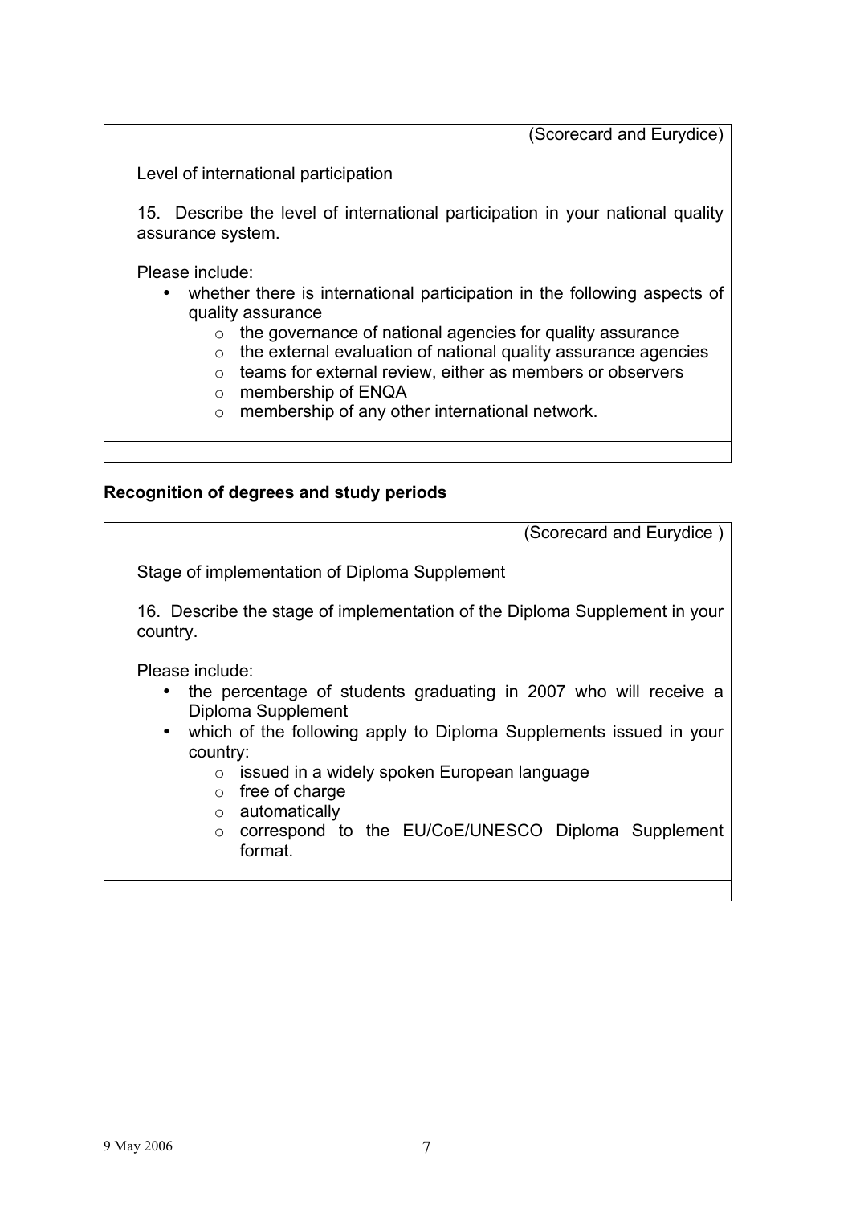(Scorecard and Eurydice)

Level of international participation

15. Describe the level of international participation in your national quality assurance system.

Please include:

- whether there is international participation in the following aspects of quality assurance
  - the governance of national agencies for quality assurance
  - the external evaluation of national quality assurance agencies
  - teams for external review, either as members or observers
  - membership of ENQA
  - membership of any other international network.

## Recognition of degrees and study periods

(Scorecard and Eurydice )

Stage of implementation of Diploma Supplement

16. Describe the stage of implementation of the Diploma Supplement in your country.

Please include:

- the percentage of students graduating in 2007 who will receive a Diploma Supplement
- which of the following apply to Diploma Supplements issued in your country:
  - issued in a widely spoken European language
  - free of charge
  - automatically
  - correspond to the EU/CoE/UNESCO Diploma Supplement format.

9 May 2006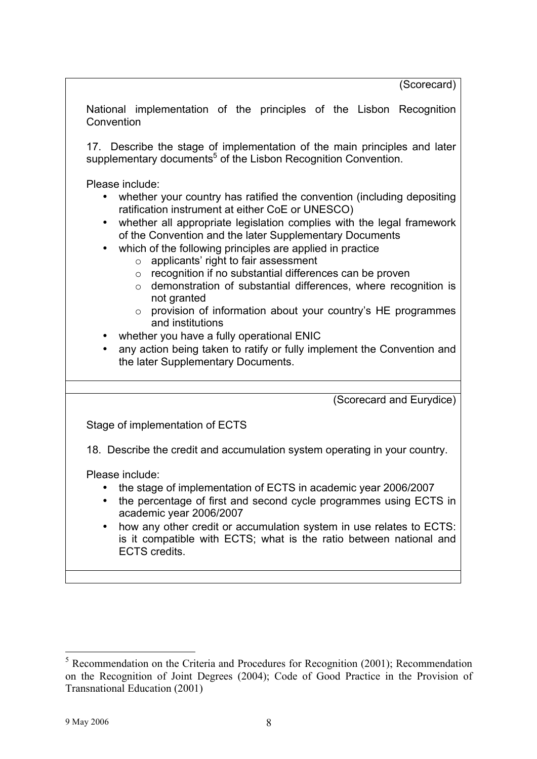(Scorecard)

National implementation of the principles of the Lisbon Recognition Convention

17. Describe the stage of implementation of the main principles and later supplementary documents[5] of the Lisbon Recognition Convention.

Please include:

- whether your country has ratified the convention (including depositing ratification instrument at either CoE or UNESCO)
- whether all appropriate legislation complies with the legal framework of the Convention and the later Supplementary Documents
- which of the following principles are applied in practice
  - applicants' right to fair assessment
  - recognition if no substantial differences can be proven
  - demonstration of substantial differences, where recognition is not granted
  - provision of information about your country's HE programmes and institutions
- whether you have a fully operational ENIC
- any action being taken to ratify or fully implement the Convention and the later Supplementary Documents.

(Scorecard and Eurydice)

Stage of implementation of ECTS

18. Describe the credit and accumulation system operating in your country.

Please include:

- the stage of implementation of ECTS in academic year 2006/2007
- the percentage of first and second cycle programmes using ECTS in academic year 2006/2007
- how any other credit or accumulation system in use relates to ECTS: is it compatible with ECTS; what is the ratio between national and ECTS credits.

[5] Recommendation on the Criteria and Procedures for Recognition (2001); Recommendation on the Recognition of Joint Degrees (2004); Code of Good Practice in the Provision of Transnational Education (2001)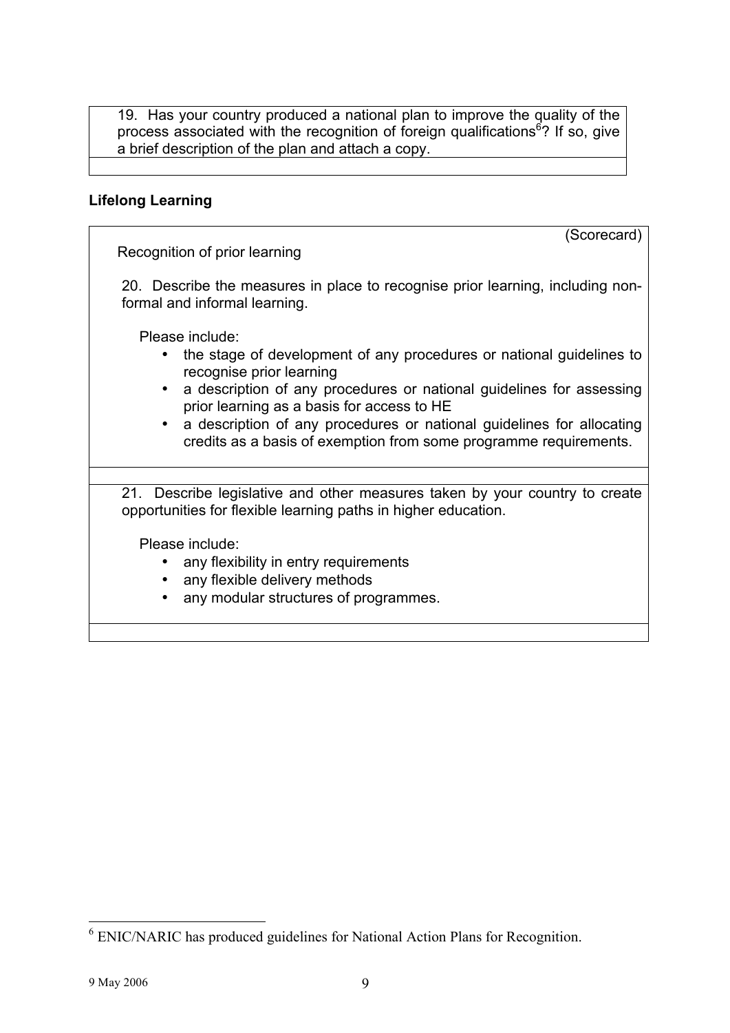19. Has your country produced a national plan to improve the quality of the process associated with the recognition of foreign qualifications[6]? If so, give a brief description of the plan and attach a copy.

## Lifelong Learning

(Scorecard)

Recognition of prior learning

20. Describe the measures in place to recognise prior learning, including non-formal and informal learning.

Please include:

- the stage of development of any procedures or national guidelines to recognise prior learning
- a description of any procedures or national guidelines for assessing prior learning as a basis for access to HE
- a description of any procedures or national guidelines for allocating credits as a basis of exemption from some programme requirements.

21. Describe legislative and other measures taken by your country to create opportunities for flexible learning paths in higher education.

Please include:

- any flexibility in entry requirements
- any flexible delivery methods
- any modular structures of programmes.

[6] ENIC/NARIC has produced guidelines for National Action Plans for Recognition.

9 May 2006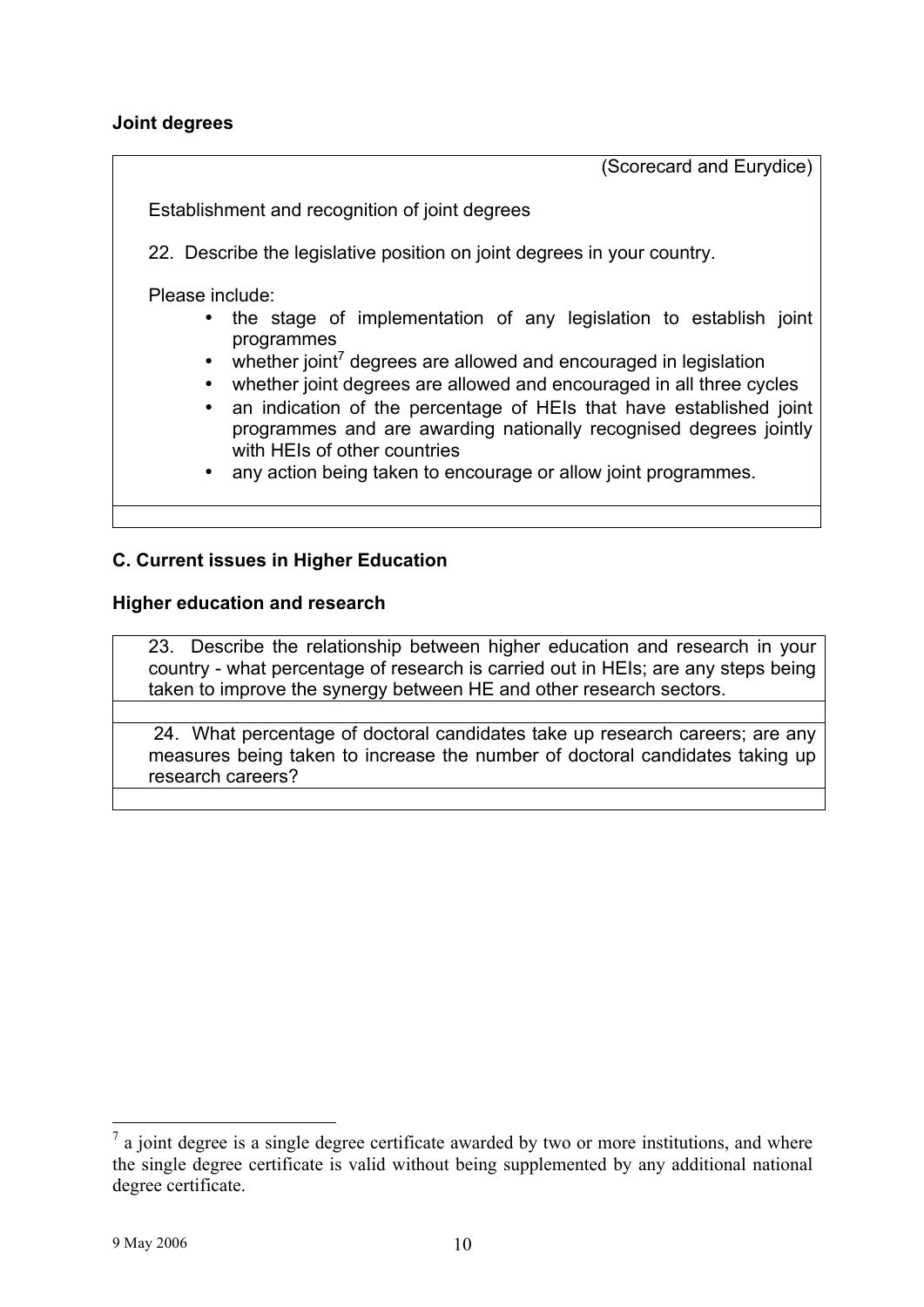**Joint degrees**

(Scorecard and Eurydice)

Establishment and recognition of joint degrees

22. Describe the legislative position on joint degrees in your country.

Please include:

- the stage of implementation of any legislation to establish joint programmes
- whether joint[7] degrees are allowed and encouraged in legislation
- whether joint degrees are allowed and encouraged in all three cycles
- an indication of the percentage of HEIs that have established joint programmes and are awarding nationally recognised degrees jointly with HEIs of other countries
- any action being taken to encourage or allow joint programmes.

**C. Current issues in Higher Education**

**Higher education and research**

23. Describe the relationship between higher education and research in your country - what percentage of research is carried out in HEIs; are any steps being taken to improve the synergy between HE and other research sectors.

24. What percentage of doctoral candidates take up research careers; are any measures being taken to increase the number of doctoral candidates taking up research careers?

[7] a joint degree is a single degree certificate awarded by two or more institutions, and where the single degree certificate is valid without being supplemented by any additional national degree certificate.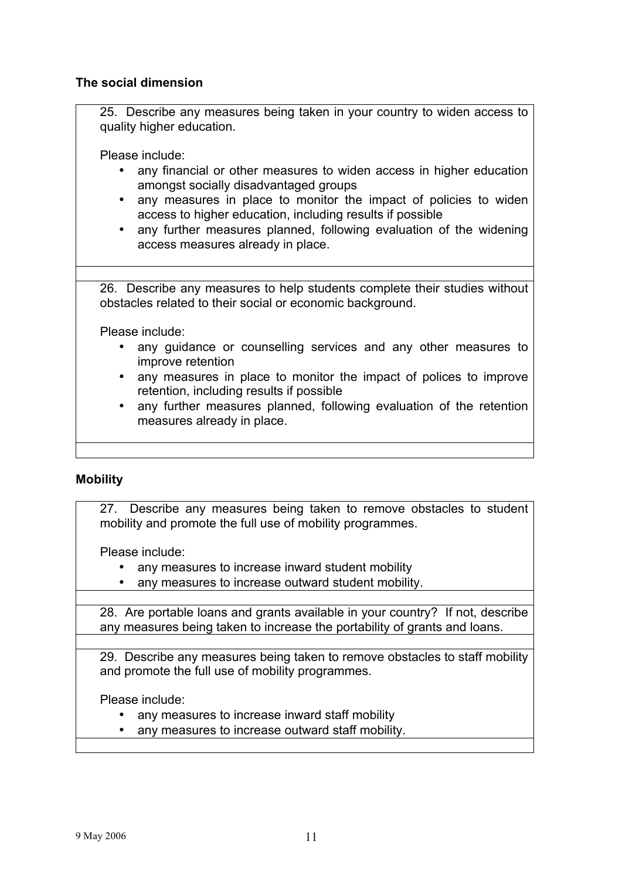**The social dimension**

25. Describe any measures being taken in your country to widen access to quality higher education.

Please include:

- any financial or other measures to widen access in higher education amongst socially disadvantaged groups
- any measures in place to monitor the impact of policies to widen access to higher education, including results if possible
- any further measures planned, following evaluation of the widening access measures already in place.

26. Describe any measures to help students complete their studies without obstacles related to their social or economic background.

Please include:

- any guidance or counselling services and any other measures to improve retention
- any measures in place to monitor the impact of polices to improve retention, including results if possible
- any further measures planned, following evaluation of the retention measures already in place.

**Mobility**

27. Describe any measures being taken to remove obstacles to student mobility and promote the full use of mobility programmes.

Please include:

- any measures to increase inward student mobility
- any measures to increase outward student mobility.

28. Are portable loans and grants available in your country? If not, describe any measures being taken to increase the portability of grants and loans.

29. Describe any measures being taken to remove obstacles to staff mobility and promote the full use of mobility programmes.

Please include:

- any measures to increase inward staff mobility
- any measures to increase outward staff mobility.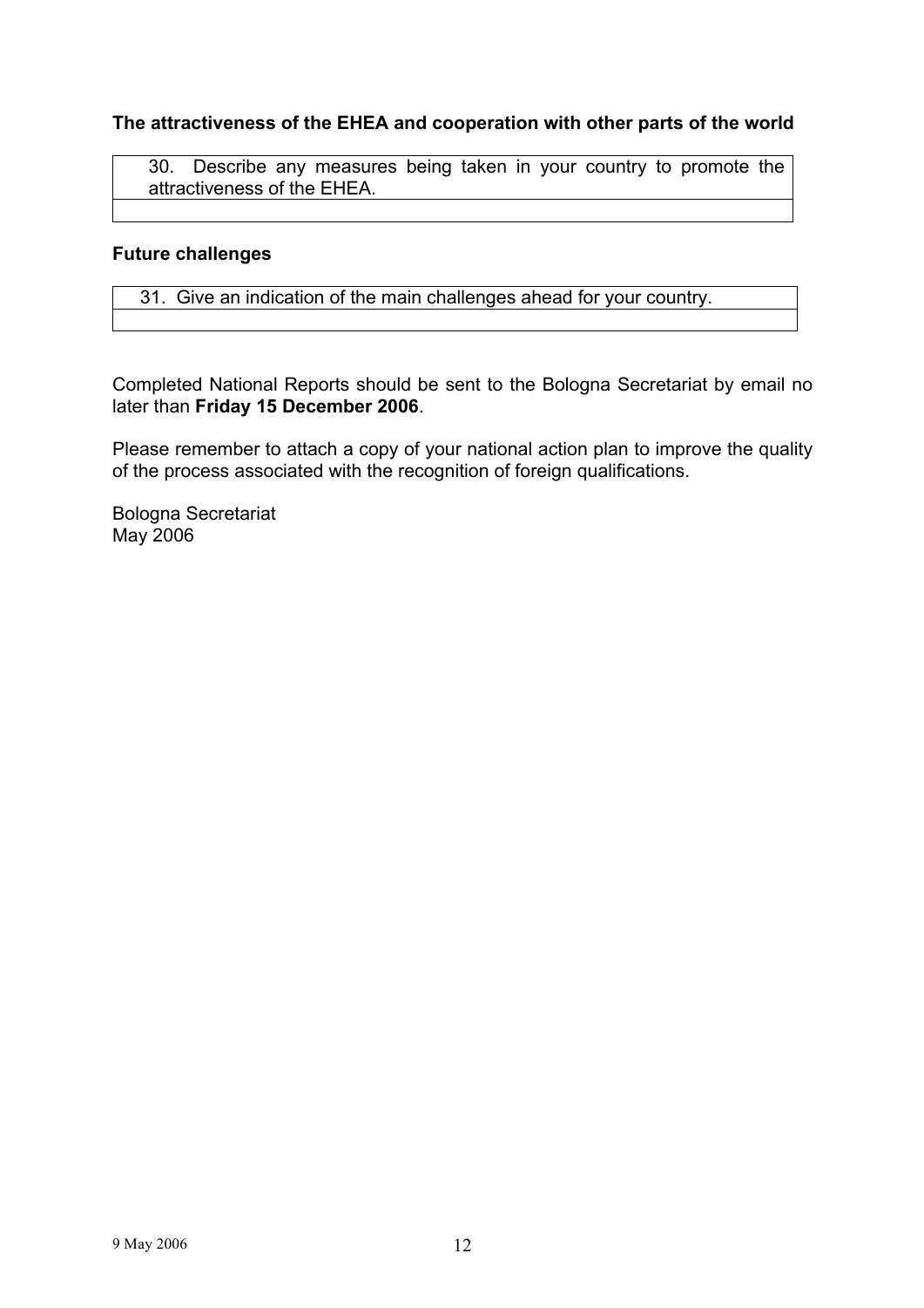**The attractiveness of the EHEA and cooperation with other parts of the world**

| 30. Describe any measures being taken in your country to promote the attractiveness of the EHEA. |
| --- |
| |

**Future challenges**

| 31. Give an indication of the main challenges ahead for your country. |
| --- |
| |

Completed National Reports should be sent to the Bologna Secretariat by email no later than **Friday 15 December 2006**.

Please remember to attach a copy of your national action plan to improve the quality of the process associated with the recognition of foreign qualifications.

Bologna Secretariat
May 2006